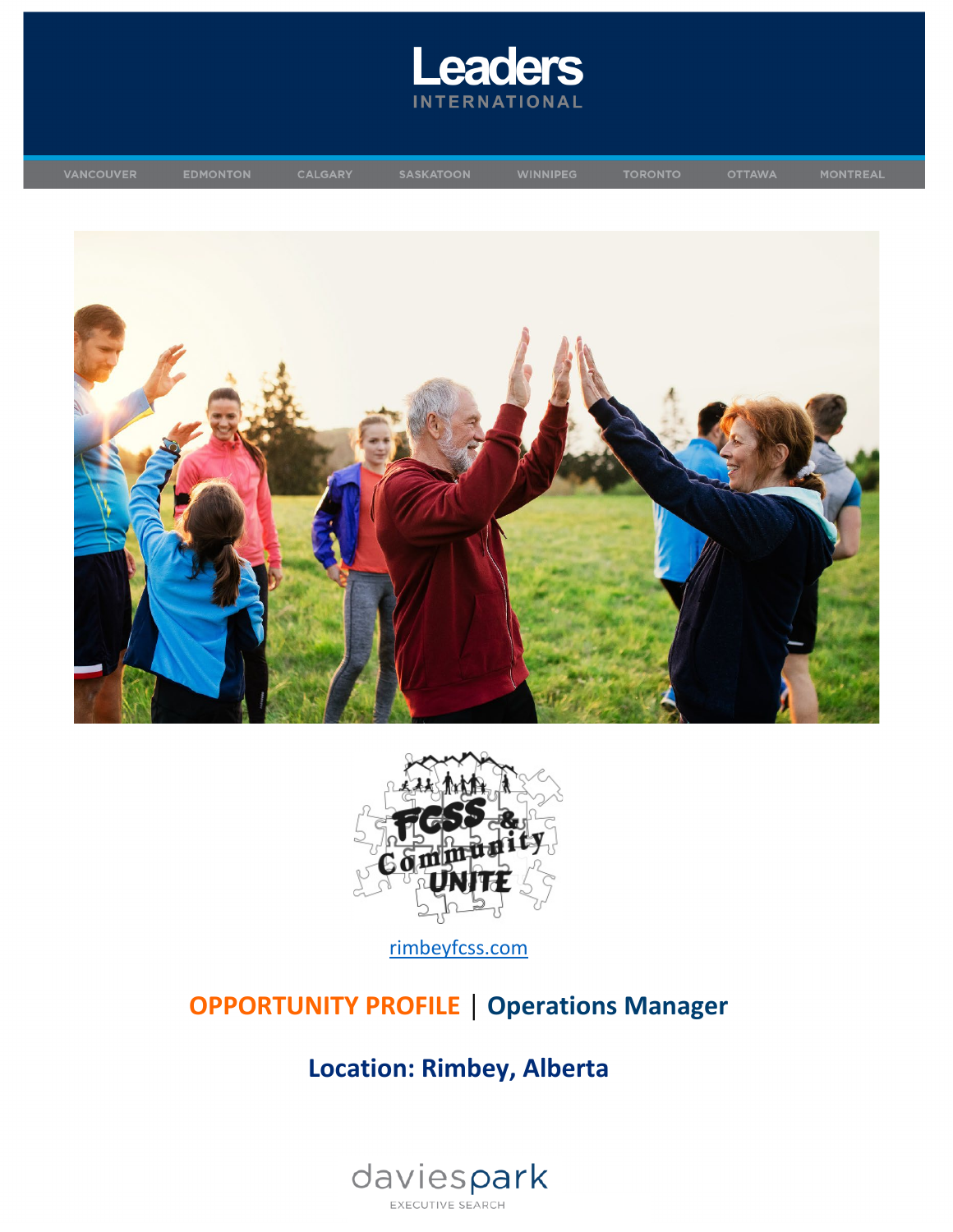# Leaders
INTERNATIONAL

VANCOUVER EDMONTON CALGARY SASKATOON WINNIPEG TORONTO OTTAWA MONTREAL

FCSS & Community UNITE

[rimbeyfcss.com](rimbeyfcss.com)

## OPPORTUNITY PROFILE | Operations Manager

## Location: Rimbey, Alberta

daviespark
EXECUTIVE SEARCH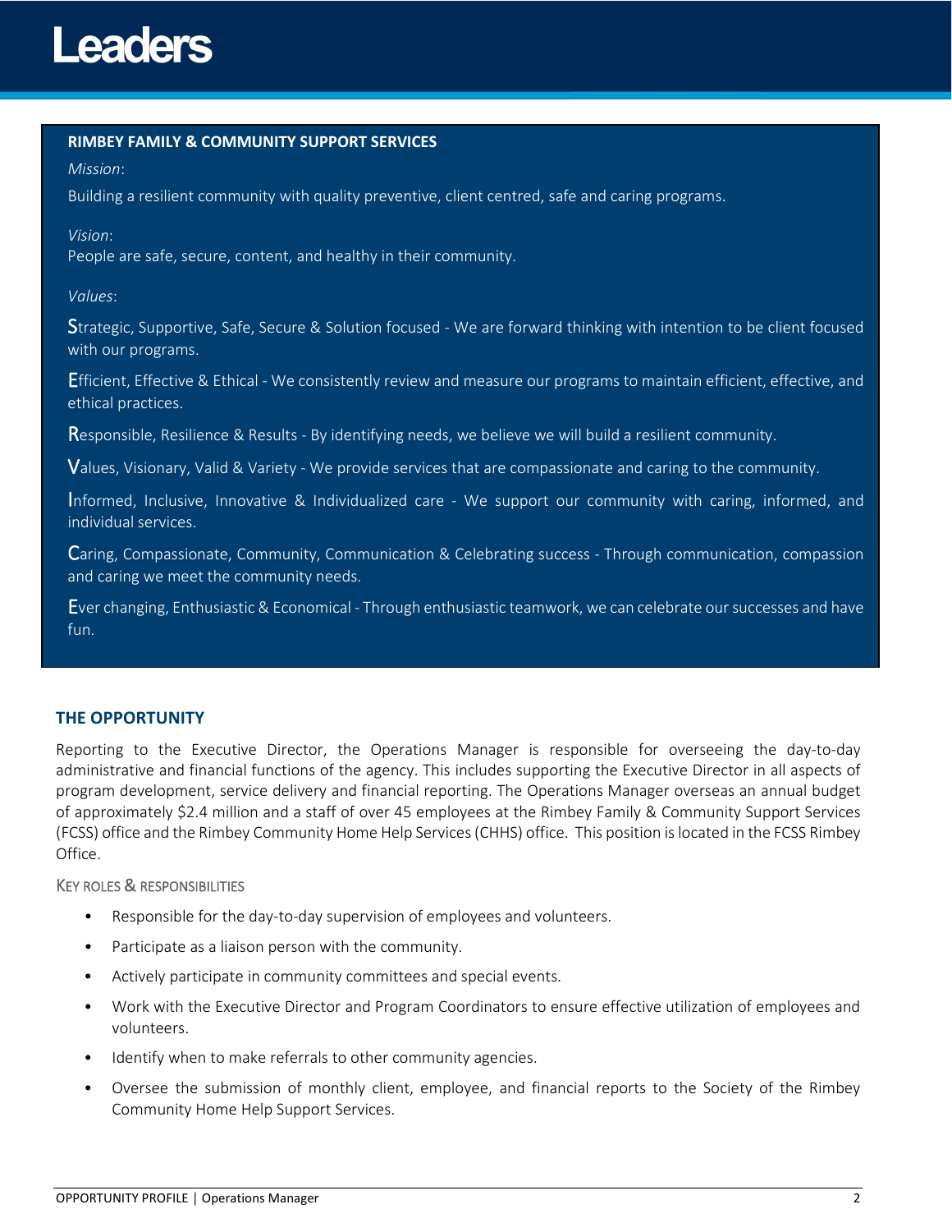**RIMBEY FAMILY & COMMUNITY SUPPORT SERVICES**

*Mission*:

Building a resilient community with quality preventive, client centred, safe and caring programs.

*Vision*:

People are safe, secure, content, and healthy in their community.

*Values*:

**S**trategic, Supportive, Safe, Secure & Solution focused - We are forward thinking with intention to be client focused with our programs.

**E**fficient, Effective & Ethical - We consistently review and measure our programs to maintain efficient, effective, and ethical practices.

**R**esponsible, Resilience & Results - By identifying needs, we believe we will build a resilient community.

**V**alues, Visionary, Valid & Variety - We provide services that are compassionate and caring to the community.

**I**nformed, Inclusive, Innovative & Individualized care - We support our community with caring, informed, and individual services.

**C**aring, Compassionate, Community, Communication & Celebrating success - Through communication, compassion and caring we meet the community needs.

**E**ver changing, Enthusiastic & Economical - Through enthusiastic teamwork, we can celebrate our successes and have fun.

## THE OPPORTUNITY

Reporting to the Executive Director, the Operations Manager is responsible for overseeing the day-to-day administrative and financial functions of the agency. This includes supporting the Executive Director in all aspects of program development, service delivery and financial reporting. The Operations Manager overseas an annual budget of approximately $2.4 million and a staff of over 45 employees at the Rimbey Family & Community Support Services (FCSS) office and the Rimbey Community Home Help Services (CHHS) office. This position is located in the FCSS Rimbey Office.

### KEY ROLES & RESPONSIBILITIES

- Responsible for the day-to-day supervision of employees and volunteers.
- Participate as a liaison person with the community.
- Actively participate in community committees and special events.
- Work with the Executive Director and Program Coordinators to ensure effective utilization of employees and volunteers.
- Identify when to make referrals to other community agencies.
- Oversee the submission of monthly client, employee, and financial reports to the Society of the Rimbey Community Home Help Support Services.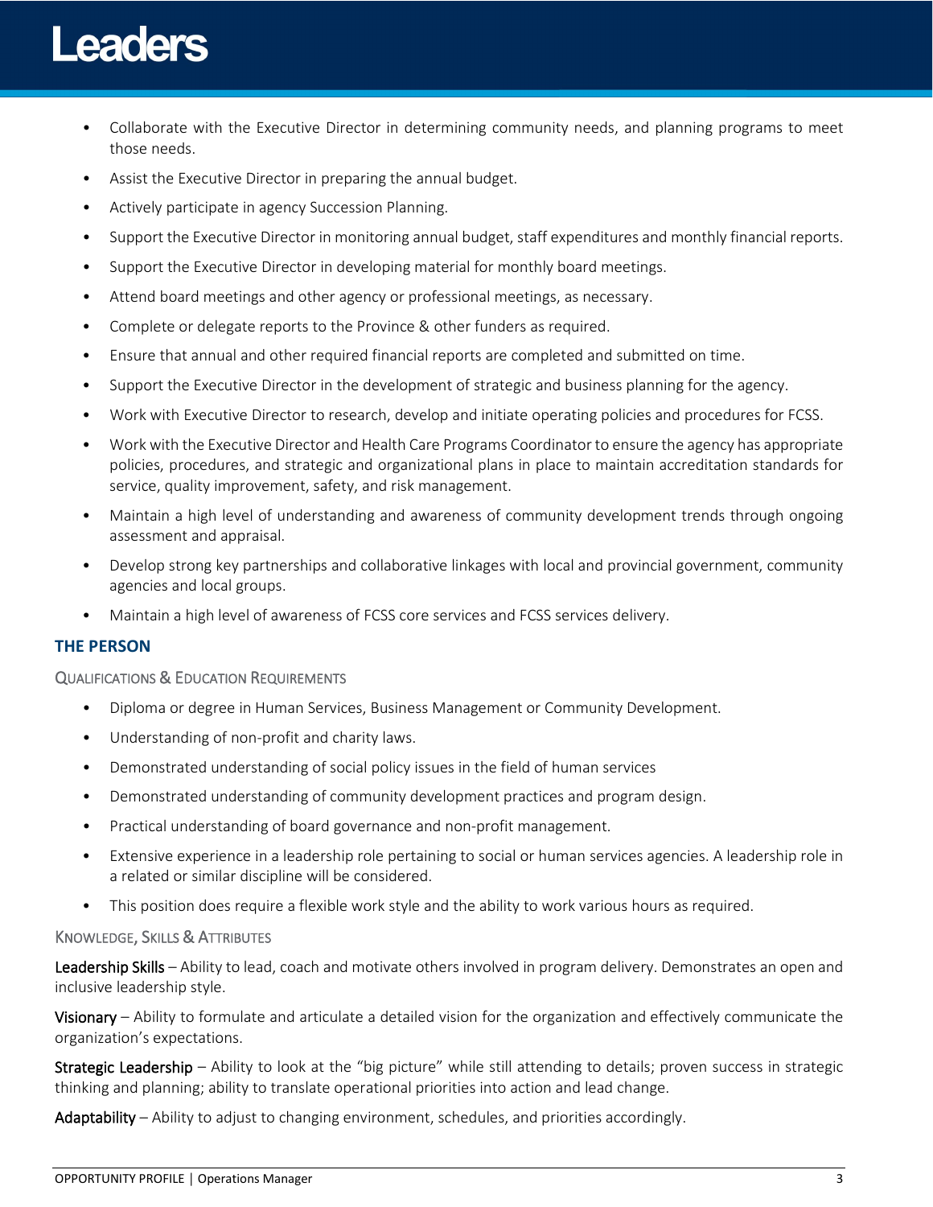- Collaborate with the Executive Director in determining community needs, and planning programs to meet those needs.
- Assist the Executive Director in preparing the annual budget.
- Actively participate in agency Succession Planning.
- Support the Executive Director in monitoring annual budget, staff expenditures and monthly financial reports.
- Support the Executive Director in developing material for monthly board meetings.
- Attend board meetings and other agency or professional meetings, as necessary.
- Complete or delegate reports to the Province & other funders as required.
- Ensure that annual and other required financial reports are completed and submitted on time.
- Support the Executive Director in the development of strategic and business planning for the agency.
- Work with Executive Director to research, develop and initiate operating policies and procedures for FCSS.
- Work with the Executive Director and Health Care Programs Coordinator to ensure the agency has appropriate policies, procedures, and strategic and organizational plans in place to maintain accreditation standards for service, quality improvement, safety, and risk management.
- Maintain a high level of understanding and awareness of community development trends through ongoing assessment and appraisal.
- Develop strong key partnerships and collaborative linkages with local and provincial government, community agencies and local groups.
- Maintain a high level of awareness of FCSS core services and FCSS services delivery.

## THE PERSON

### Qualifications & Education Requirements

- Diploma or degree in Human Services, Business Management or Community Development.
- Understanding of non-profit and charity laws.
- Demonstrated understanding of social policy issues in the field of human services
- Demonstrated understanding of community development practices and program design.
- Practical understanding of board governance and non-profit management.
- Extensive experience in a leadership role pertaining to social or human services agencies. A leadership role in a related or similar discipline will be considered.
- This position does require a flexible work style and the ability to work various hours as required.

### Knowledge, Skills & Attributes

Leadership Skills – Ability to lead, coach and motivate others involved in program delivery. Demonstrates an open and inclusive leadership style.

Visionary – Ability to formulate and articulate a detailed vision for the organization and effectively communicate the organization's expectations.

Strategic Leadership – Ability to look at the "big picture" while still attending to details; proven success in strategic thinking and planning; ability to translate operational priorities into action and lead change.

Adaptability – Ability to adjust to changing environment, schedules, and priorities accordingly.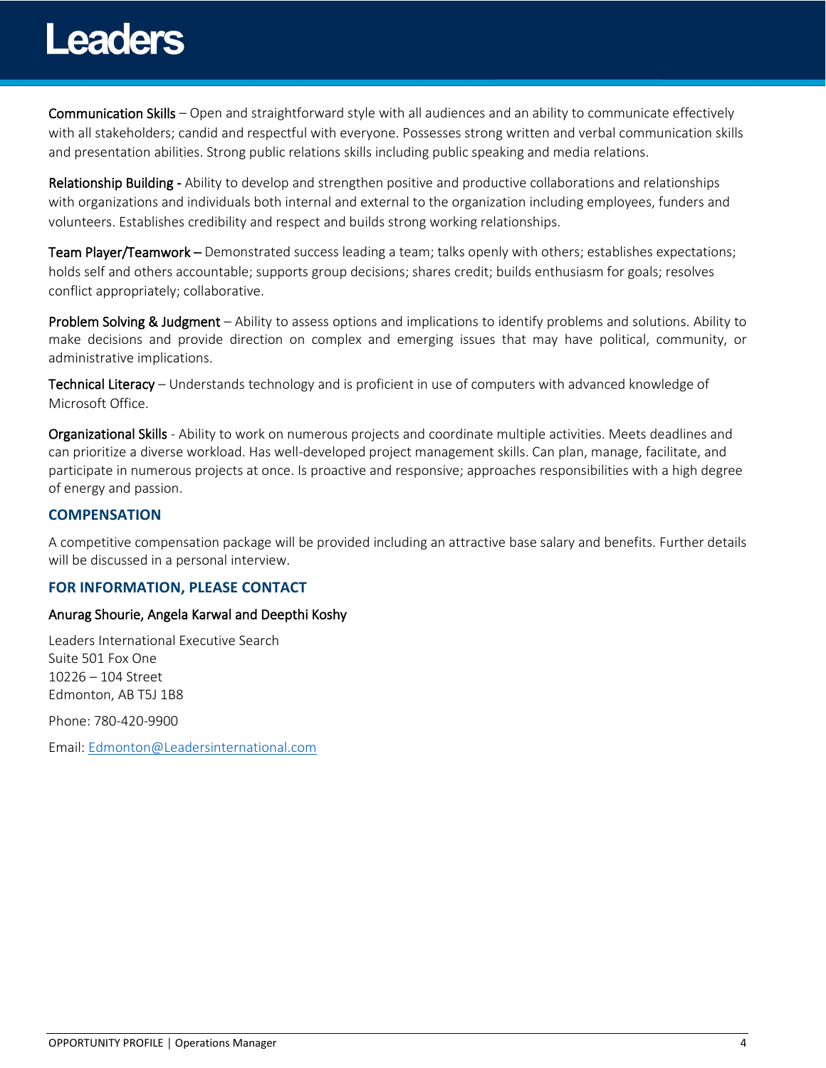**Communication Skills** – Open and straightforward style with all audiences and an ability to communicate effectively with all stakeholders; candid and respectful with everyone. Possesses strong written and verbal communication skills and presentation abilities. Strong public relations skills including public speaking and media relations.

**Relationship Building -** Ability to develop and strengthen positive and productive collaborations and relationships with organizations and individuals both internal and external to the organization including employees, funders and volunteers. Establishes credibility and respect and builds strong working relationships.

**Team Player/Teamwork –** Demonstrated success leading a team; talks openly with others; establishes expectations; holds self and others accountable; supports group decisions; shares credit; builds enthusiasm for goals; resolves conflict appropriately; collaborative.

**Problem Solving & Judgment** – Ability to assess options and implications to identify problems and solutions. Ability to make decisions and provide direction on complex and emerging issues that may have political, community, or administrative implications.

**Technical Literacy** – Understands technology and is proficient in use of computers with advanced knowledge of Microsoft Office.

**Organizational Skills** - Ability to work on numerous projects and coordinate multiple activities. Meets deadlines and can prioritize a diverse workload. Has well-developed project management skills. Can plan, manage, facilitate, and participate in numerous projects at once. Is proactive and responsive; approaches responsibilities with a high degree of energy and passion.

## COMPENSATION

A competitive compensation package will be provided including an attractive base salary and benefits. Further details will be discussed in a personal interview.

## FOR INFORMATION, PLEASE CONTACT

**Anurag Shourie, Angela Karwal and Deepthi Koshy**

Leaders International Executive Search
Suite 501 Fox One
10226 – 104 Street
Edmonton, AB T5J 1B8

Phone: 780-420-9900

Email: Edmonton@Leadersinternational.com